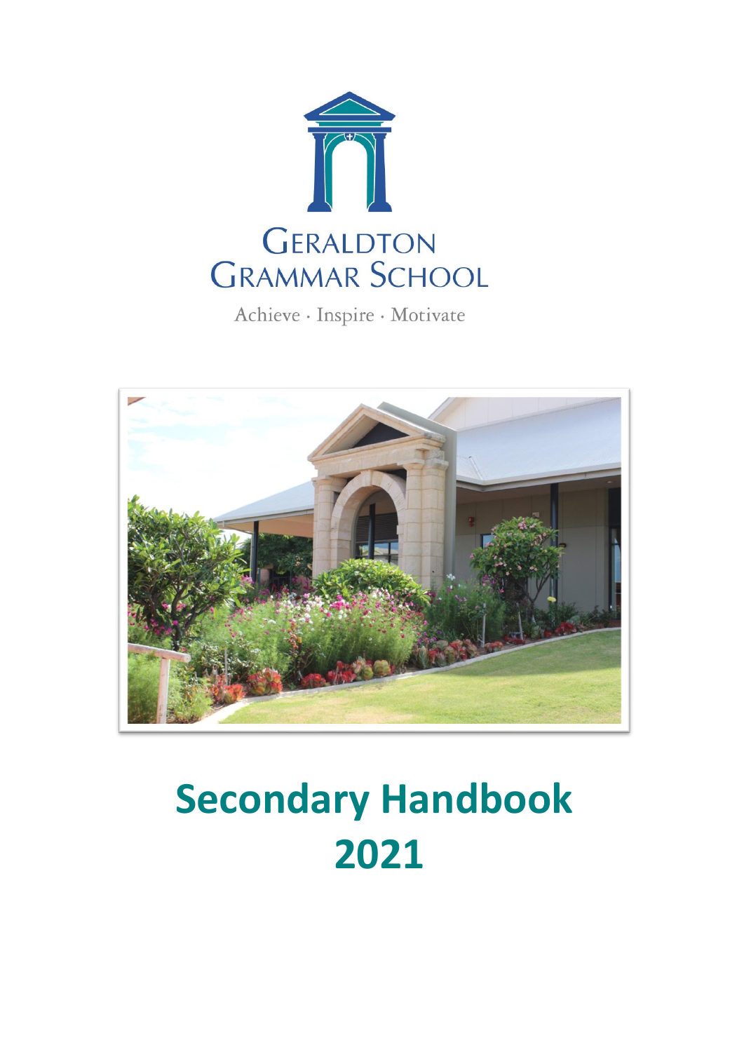GERALDTON GRAMMAR SCHOOL

Achieve · Inspire · Motivate

# Secondary Handbook 2021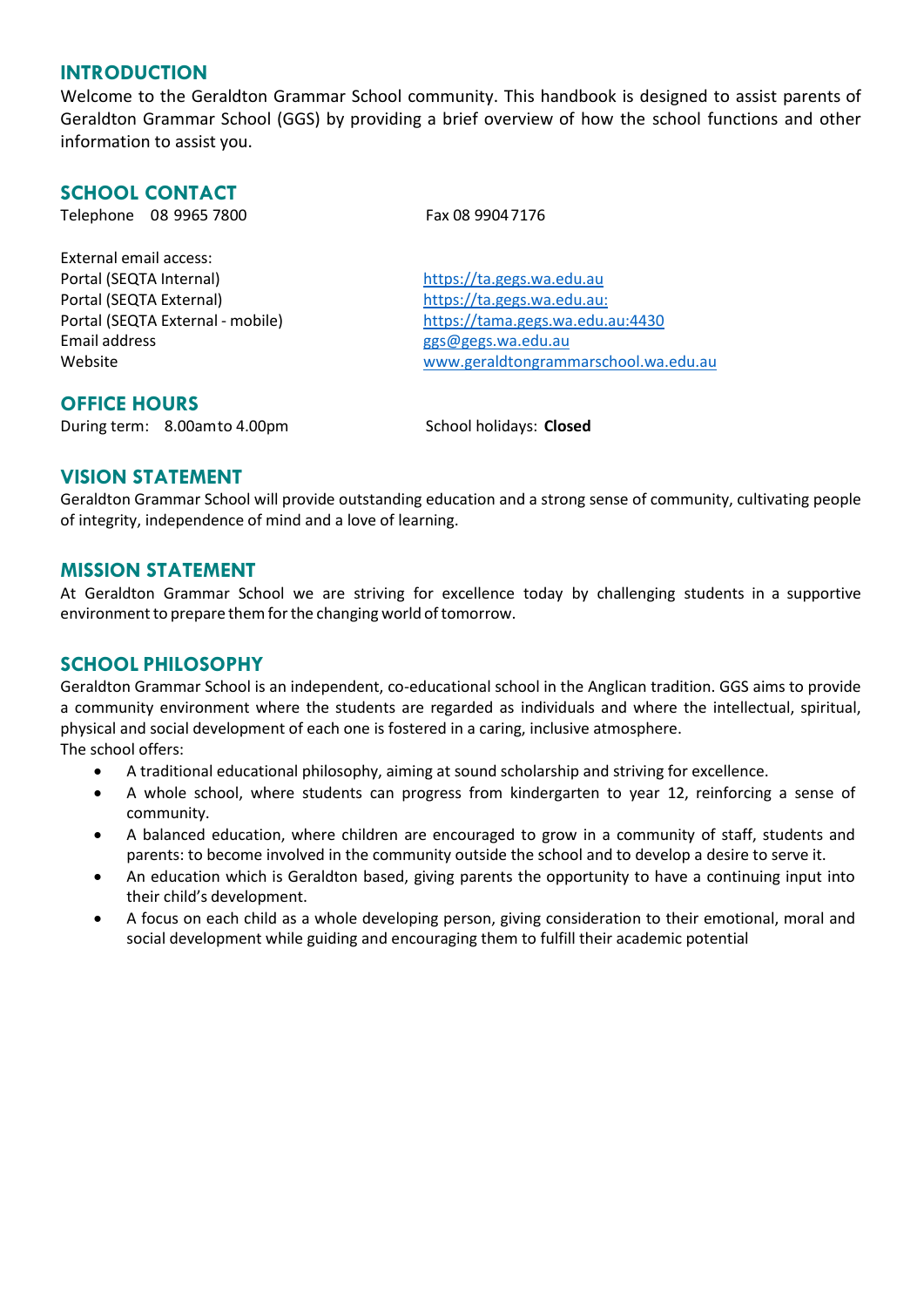## INTRODUCTION

Welcome to the Geraldton Grammar School community. This handbook is designed to assist parents of Geraldton Grammar School (GGS) by providing a brief overview of how the school functions and other information to assist you.

## SCHOOL CONTACT

Telephone 08 9965 7800

Fax 08 9904 7176

External email access:

| | |
|---|---|
| Portal (SEQTA Internal) | https://ta.gegs.wa.edu.au |
| Portal (SEQTA External) | https://ta.gegs.wa.edu.au: |
| Portal (SEQTA External - mobile) | https://tama.gegs.wa.edu.au:4430 |
| Email address | ggs@gegs.wa.edu.au |
| Website | www.geraldtongrammarschool.wa.edu.au |

## OFFICE HOURS

During term: 8.00am to 4.00pm

School holidays: **Closed**

## VISION STATEMENT

Geraldton Grammar School will provide outstanding education and a strong sense of community, cultivating people of integrity, independence of mind and a love of learning.

## MISSION STATEMENT

At Geraldton Grammar School we are striving for excellence today by challenging students in a supportive environment to prepare them for the changing world of tomorrow.

## SCHOOL PHILOSOPHY

Geraldton Grammar School is an independent, co-educational school in the Anglican tradition. GGS aims to provide a community environment where the students are regarded as individuals and where the intellectual, spiritual, physical and social development of each one is fostered in a caring, inclusive atmosphere.

The school offers:

- A traditional educational philosophy, aiming at sound scholarship and striving for excellence.
- A whole school, where students can progress from kindergarten to year 12, reinforcing a sense of community.
- A balanced education, where children are encouraged to grow in a community of staff, students and parents: to become involved in the community outside the school and to develop a desire to serve it.
- An education which is Geraldton based, giving parents the opportunity to have a continuing input into their child's development.
- A focus on each child as a whole developing person, giving consideration to their emotional, moral and social development while guiding and encouraging them to fulfill their academic potential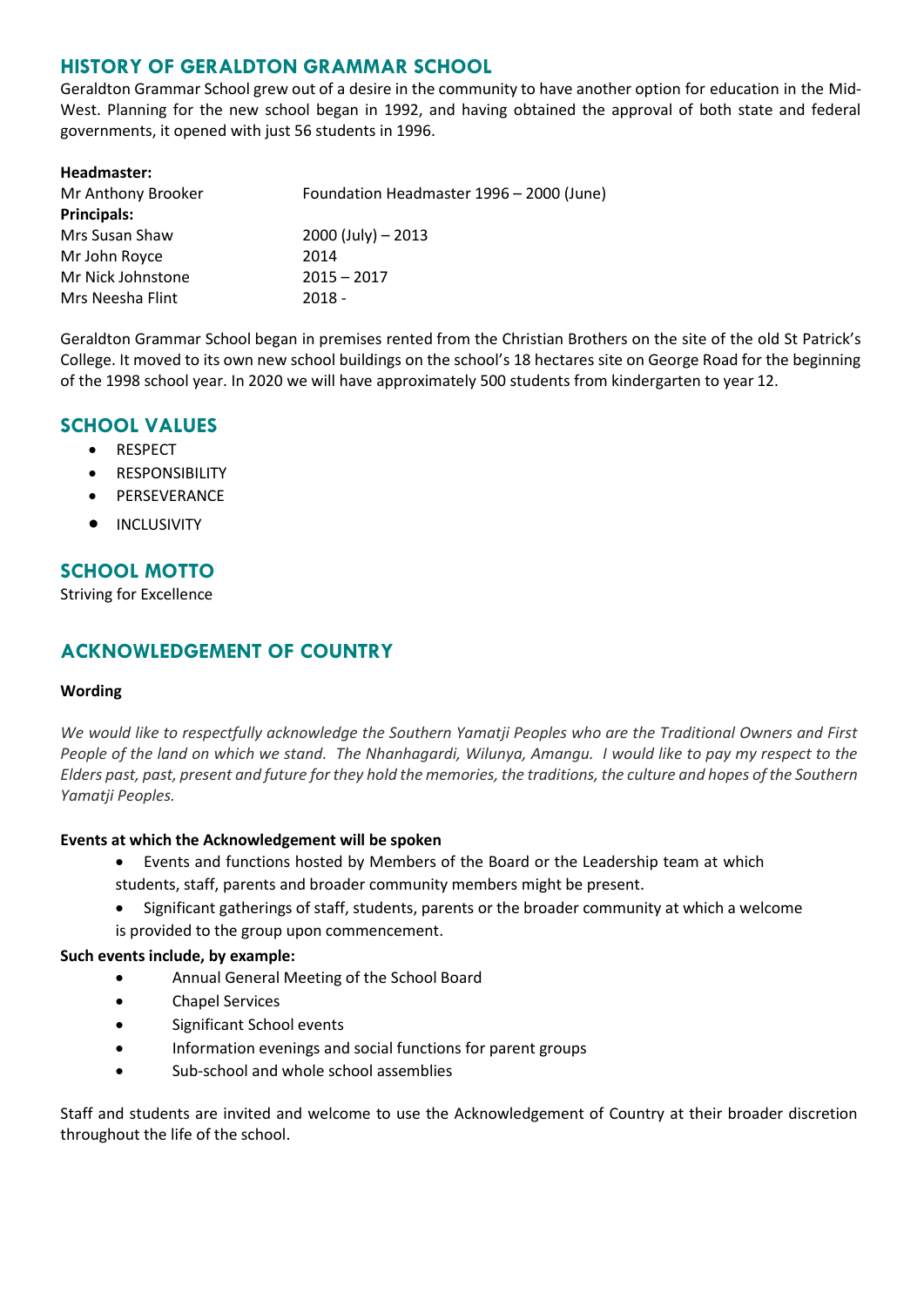## HISTORY OF GERALDTON GRAMMAR SCHOOL

Geraldton Grammar School grew out of a desire in the community to have another option for education in the Mid-West. Planning for the new school began in 1992, and having obtained the approval of both state and federal governments, it opened with just 56 students in 1996.

| | |
|---|---|
| **Headmaster:** | |
| Mr Anthony Brooker | Foundation Headmaster 1996 – 2000 (June) |
| **Principals:** | |
| Mrs Susan Shaw | 2000 (July) – 2013 |
| Mr John Royce | 2014 |
| Mr Nick Johnstone | 2015 – 2017 |
| Mrs Neesha Flint | 2018 - |

Geraldton Grammar School began in premises rented from the Christian Brothers on the site of the old St Patrick's College. It moved to its own new school buildings on the school's 18 hectares site on George Road for the beginning of the 1998 school year. In 2020 we will have approximately 500 students from kindergarten to year 12.

## SCHOOL VALUES

- RESPECT
- RESPONSIBILITY
- PERSEVERANCE
- INCLUSIVITY

## SCHOOL MOTTO

Striving for Excellence

## ACKNOWLEDGEMENT OF COUNTRY

**Wording**

*We would like to respectfully acknowledge the Southern Yamatji Peoples who are the Traditional Owners and First People of the land on which we stand. The Nhanhagardi, Wilunya, Amangu. I would like to pay my respect to the Elders past, past, present and future for they hold the memories, the traditions, the culture and hopes of the Southern Yamatji Peoples.*

**Events at which the Acknowledgement will be spoken**

- Events and functions hosted by Members of the Board or the Leadership team at which students, staff, parents and broader community members might be present.
- Significant gatherings of staff, students, parents or the broader community at which a welcome is provided to the group upon commencement.

**Such events include, by example:**

- Annual General Meeting of the School Board
- Chapel Services
- Significant School events
- Information evenings and social functions for parent groups
- Sub-school and whole school assemblies

Staff and students are invited and welcome to use the Acknowledgement of Country at their broader discretion throughout the life of the school.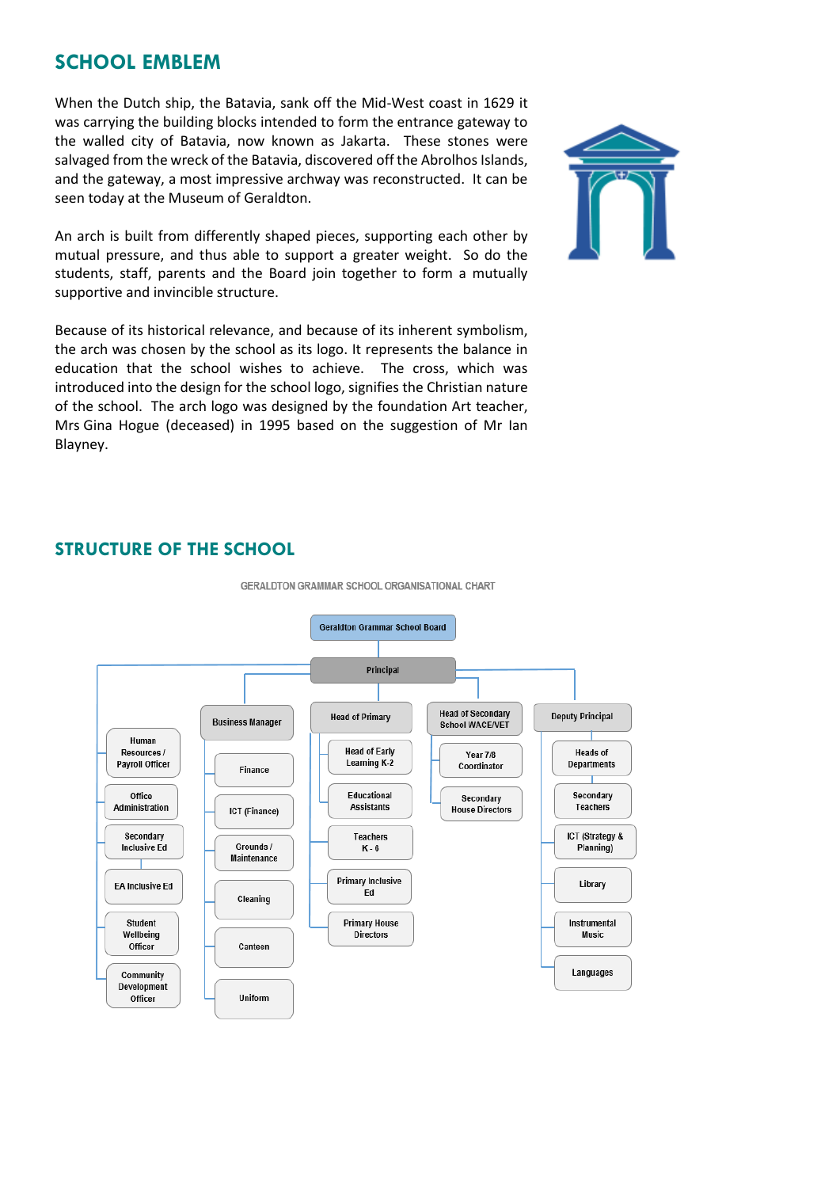## SCHOOL EMBLEM

When the Dutch ship, the Batavia, sank off the Mid-West coast in 1629 it was carrying the building blocks intended to form the entrance gateway to the walled city of Batavia, now known as Jakarta. These stones were salvaged from the wreck of the Batavia, discovered off the Abrolhos Islands, and the gateway, a most impressive archway was reconstructed. It can be seen today at the Museum of Geraldton.

An arch is built from differently shaped pieces, supporting each other by mutual pressure, and thus able to support a greater weight. So do the students, staff, parents and the Board join together to form a mutually supportive and invincible structure.

Because of its historical relevance, and because of its inherent symbolism, the arch was chosen by the school as its logo. It represents the balance in education that the school wishes to achieve. The cross, which was introduced into the design for the school logo, signifies the Christian nature of the school. The arch logo was designed by the foundation Art teacher, Mrs Gina Hogue (deceased) in 1995 based on the suggestion of Mr Ian Blayney.

## STRUCTURE OF THE SCHOOL

GERALDTON GRAMMAR SCHOOL ORGANISATIONAL CHART

Geraldton Grammar School Board

Principal

Human Resources / Payroll Officer
Office Administration
Secondary Inclusive Ed
EA Inclusive Ed
Student Wellbeing Officer
Community Development Officer

Business Manager
Finance
ICT (Finance)
Grounds / Maintenance
Cleaning
Canteen
Uniform

Head of Primary
Head of Early Learning K-2
Educational Assistants
Teachers K - 6
Primary Inclusive Ed
Primary House Directors

Head of Secondary School WACE/VET
Year 7/8 Coordinator
Secondary House Directors

Deputy Principal
Heads of Departments
Secondary Teachers
ICT (Strategy & Planning)
Library
Instrumental Music
Languages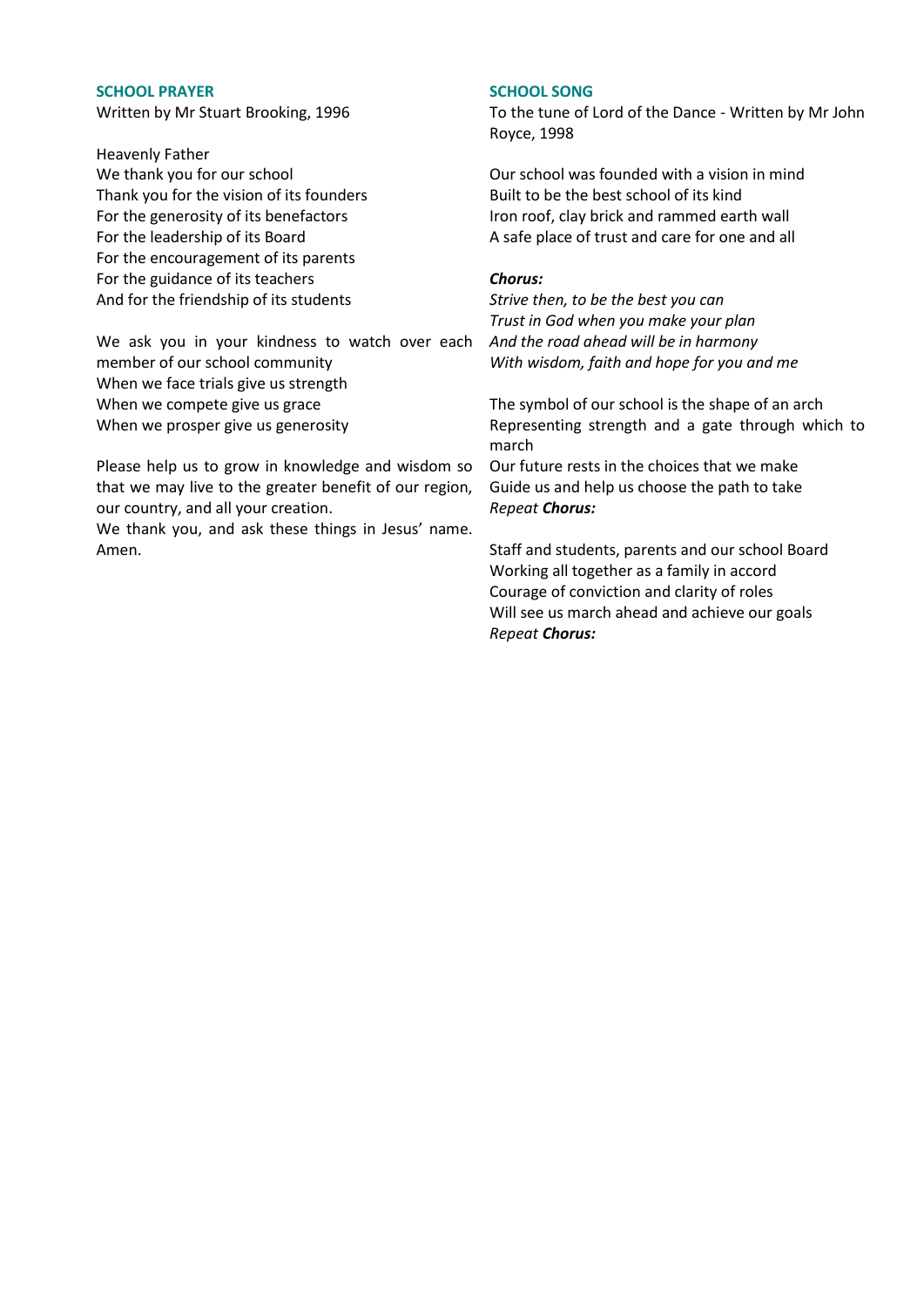## SCHOOL PRAYER

Written by Mr Stuart Brooking, 1996

Heavenly Father
We thank you for our school
Thank you for the vision of its founders
For the generosity of its benefactors
For the leadership of its Board
For the encouragement of its parents
For the guidance of its teachers
And for the friendship of its students

We ask you in your kindness to watch over each member of our school community
When we face trials give us strength
When we compete give us grace
When we prosper give us generosity

Please help us to grow in knowledge and wisdom so that we may live to the greater benefit of our region, our country, and all your creation.
We thank you, and ask these things in Jesus' name. Amen.

## SCHOOL SONG

To the tune of Lord of the Dance - Written by Mr John Royce, 1998

Our school was founded with a vision in mind
Built to be the best school of its kind
Iron roof, clay brick and rammed earth wall
A safe place of trust and care for one and all

***Chorus:***
*Strive then, to be the best you can*
*Trust in God when you make your plan*
*And the road ahead will be in harmony*
*With wisdom, faith and hope for you and me*

The symbol of our school is the shape of an arch
Representing strength and a gate through which to march
Our future rests in the choices that we make
Guide us and help us choose the path to take
*Repeat* ***Chorus:***

Staff and students, parents and our school Board
Working all together as a family in accord
Courage of conviction and clarity of roles
Will see us march ahead and achieve our goals
*Repeat* ***Chorus:***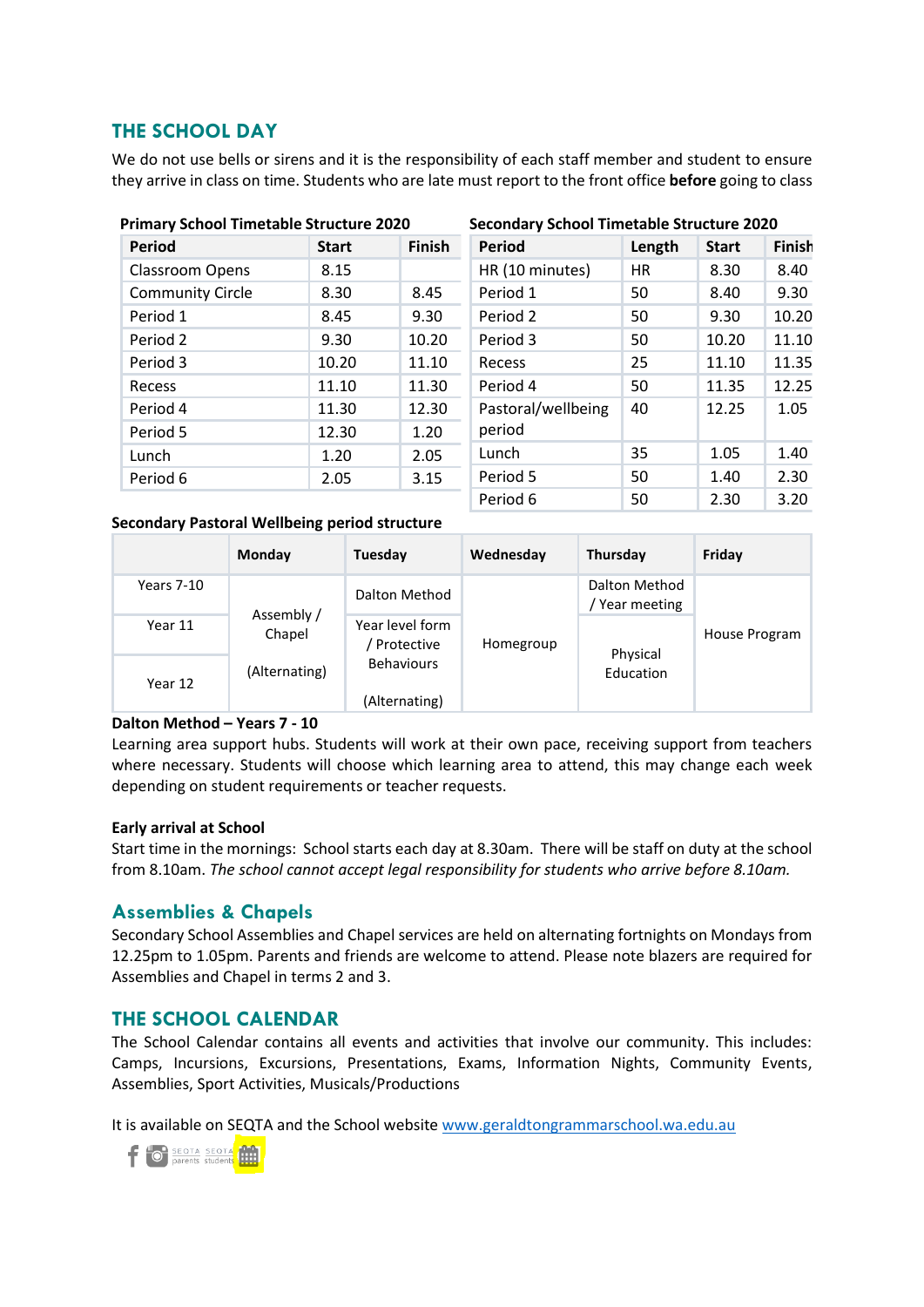## THE SCHOOL DAY

We do not use bells or sirens and it is the responsibility of each staff member and student to ensure they arrive in class on time. Students who are late must report to the front office **before** going to class

**Primary School Timetable Structure 2020**

| Period | Start | Finish |
|---|---|---|
| Classroom Opens | 8.15 | |
| Community Circle | 8.30 | 8.45 |
| Period 1 | 8.45 | 9.30 |
| Period 2 | 9.30 | 10.20 |
| Period 3 | 10.20 | 11.10 |
| Recess | 11.10 | 11.30 |
| Period 4 | 11.30 | 12.30 |
| Period 5 | 12.30 | 1.20 |
| Lunch | 1.20 | 2.05 |
| Period 6 | 2.05 | 3.15 |

**Secondary School Timetable Structure 2020**

| Period | Length | Start | Finish |
|---|---|---|---|
| HR (10 minutes) | HR | 8.30 | 8.40 |
| Period 1 | 50 | 8.40 | 9.30 |
| Period 2 | 50 | 9.30 | 10.20 |
| Period 3 | 50 | 10.20 | 11.10 |
| Recess | 25 | 11.10 | 11.35 |
| Period 4 | 50 | 11.35 | 12.25 |
| Pastoral/wellbeing period | 40 | 12.25 | 1.05 |
| Lunch | 35 | 1.05 | 1.40 |
| Period 5 | 50 | 1.40 | 2.30 |
| Period 6 | 50 | 2.30 | 3.20 |

**Secondary Pastoral Wellbeing period structure**

| | Monday | Tuesday | Wednesday | Thursday | Friday |
|---|---|---|---|---|---|
| Years 7-10 | Assembly / Chapel (Alternating) | Dalton Method | Homegroup | Dalton Method / Year meeting | House Program |
| Year 11 | Assembly / Chapel (Alternating) | Year level form / Protective Behaviours (Alternating) | Homegroup | Physical Education | House Program |
| Year 12 | Assembly / Chapel (Alternating) | Year level form / Protective Behaviours (Alternating) | Homegroup | Physical Education | House Program |

**Dalton Method – Years 7 - 10**

Learning area support hubs. Students will work at their own pace, receiving support from teachers where necessary. Students will choose which learning area to attend, this may change each week depending on student requirements or teacher requests.

**Early arrival at School**

Start time in the mornings: School starts each day at 8.30am. There will be staff on duty at the school from 8.10am. *The school cannot accept legal responsibility for students who arrive before 8.10am.*

## Assemblies & Chapels

Secondary School Assemblies and Chapel services are held on alternating fortnights on Mondays from 12.25pm to 1.05pm. Parents and friends are welcome to attend. Please note blazers are required for Assemblies and Chapel in terms 2 and 3.

## THE SCHOOL CALENDAR

The School Calendar contains all events and activities that involve our community. This includes: Camps, Incursions, Excursions, Presentations, Exams, Information Nights, Community Events, Assemblies, Sport Activities, Musicals/Productions

It is available on SEQTA and the School website www.geraldtongrammarschool.wa.edu.au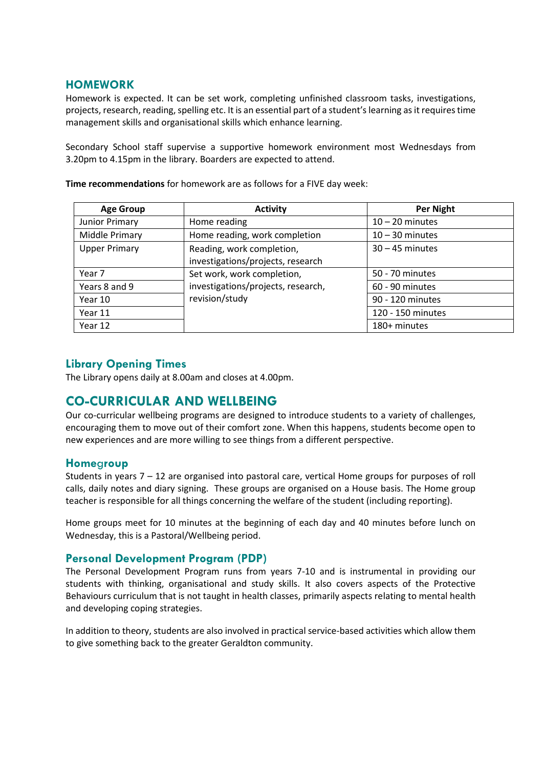## HOMEWORK

Homework is expected. It can be set work, completing unfinished classroom tasks, investigations, projects, research, reading, spelling etc. It is an essential part of a student's learning as it requires time management skills and organisational skills which enhance learning.

Secondary School staff supervise a supportive homework environment most Wednesdays from 3.20pm to 4.15pm in the library. Boarders are expected to attend.

**Time recommendations** for homework are as follows for a FIVE day week:

| Age Group | Activity | Per Night |
|---|---|---|
| Junior Primary | Home reading | 10 – 20 minutes |
| Middle Primary | Home reading, work completion | 10 – 30 minutes |
| Upper Primary | Reading, work completion, investigations/projects, research | 30 – 45 minutes |
| Year 7 | Set work, work completion, investigations/projects, research, revision/study | 50 - 70 minutes |
| Years 8 and 9 | | 60 - 90 minutes |
| Year 10 | | 90 - 120 minutes |
| Year 11 | | 120 - 150 minutes |
| Year 12 | | 180+ minutes |

### Library Opening Times

The Library opens daily at 8.00am and closes at 4.00pm.

## CO-CURRICULAR AND WELLBEING

Our co-curricular wellbeing programs are designed to introduce students to a variety of challenges, encouraging them to move out of their comfort zone. When this happens, students become open to new experiences and are more willing to see things from a different perspective.

### Homegroup

Students in years 7 – 12 are organised into pastoral care, vertical Home groups for purposes of roll calls, daily notes and diary signing. These groups are organised on a House basis. The Home group teacher is responsible for all things concerning the welfare of the student (including reporting).

Home groups meet for 10 minutes at the beginning of each day and 40 minutes before lunch on Wednesday, this is a Pastoral/Wellbeing period.

### Personal Development Program (PDP)

The Personal Development Program runs from years 7-10 and is instrumental in providing our students with thinking, organisational and study skills. It also covers aspects of the Protective Behaviours curriculum that is not taught in health classes, primarily aspects relating to mental health and developing coping strategies.

In addition to theory, students are also involved in practical service-based activities which allow them to give something back to the greater Geraldton community.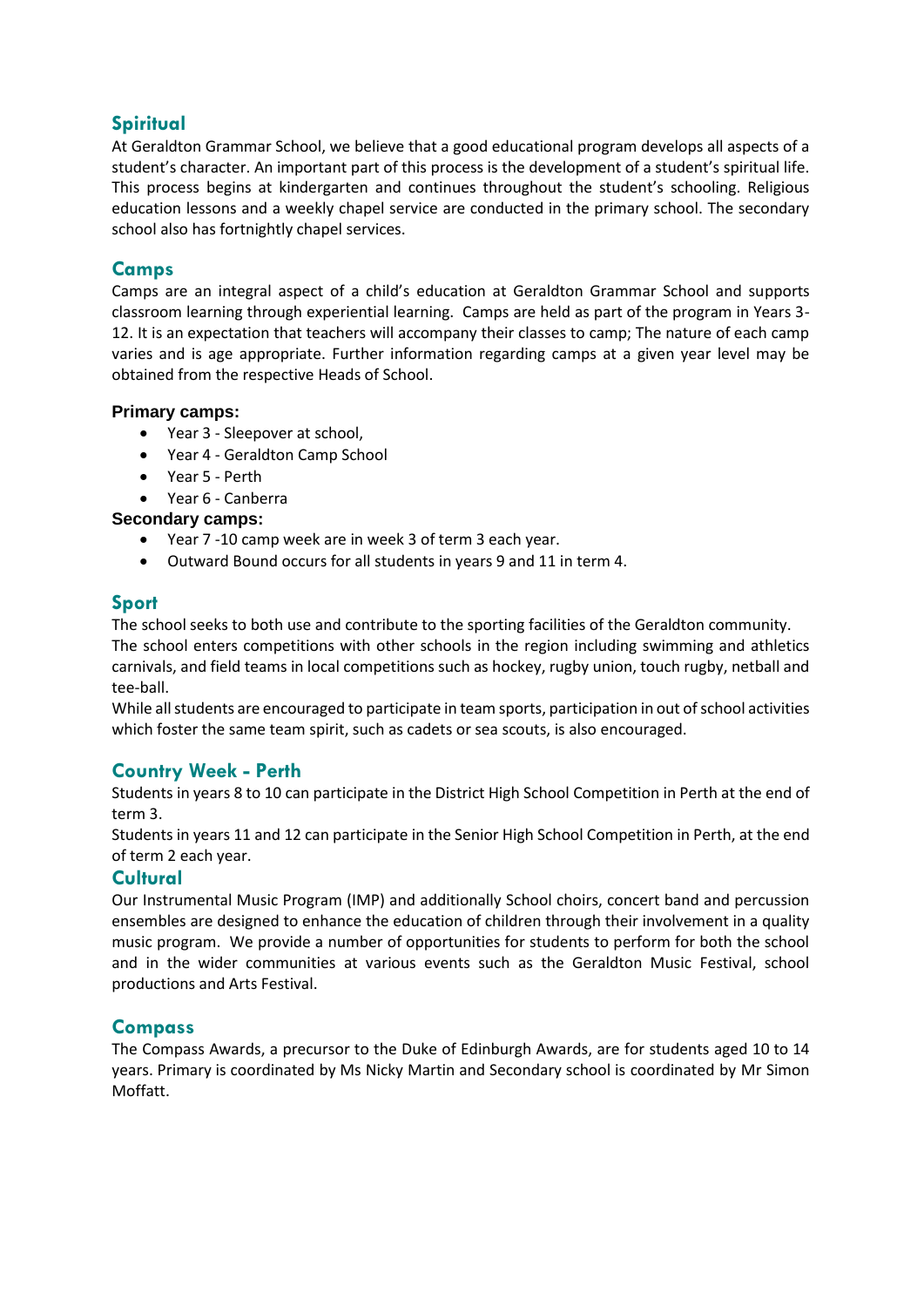## Spiritual

At Geraldton Grammar School, we believe that a good educational program develops all aspects of a student's character. An important part of this process is the development of a student's spiritual life. This process begins at kindergarten and continues throughout the student's schooling. Religious education lessons and a weekly chapel service are conducted in the primary school. The secondary school also has fortnightly chapel services.

## Camps

Camps are an integral aspect of a child's education at Geraldton Grammar School and supports classroom learning through experiential learning. Camps are held as part of the program in Years 3-12. It is an expectation that teachers will accompany their classes to camp; The nature of each camp varies and is age appropriate. Further information regarding camps at a given year level may be obtained from the respective Heads of School.

**Primary camps:**

- Year 3 - Sleepover at school,
- Year 4 - Geraldton Camp School
- Year 5 - Perth
- Year 6 - Canberra

**Secondary camps:**

- Year 7 -10 camp week are in week 3 of term 3 each year.
- Outward Bound occurs for all students in years 9 and 11 in term 4.

## Sport

The school seeks to both use and contribute to the sporting facilities of the Geraldton community. The school enters competitions with other schools in the region including swimming and athletics carnivals, and field teams in local competitions such as hockey, rugby union, touch rugby, netball and tee-ball.

While all students are encouraged to participate in team sports, participation in out of school activities which foster the same team spirit, such as cadets or sea scouts, is also encouraged.

## Country Week - Perth

Students in years 8 to 10 can participate in the District High School Competition in Perth at the end of term 3.

Students in years 11 and 12 can participate in the Senior High School Competition in Perth, at the end of term 2 each year.

## Cultural

Our Instrumental Music Program (IMP) and additionally School choirs, concert band and percussion ensembles are designed to enhance the education of children through their involvement in a quality music program. We provide a number of opportunities for students to perform for both the school and in the wider communities at various events such as the Geraldton Music Festival, school productions and Arts Festival.

## Compass

The Compass Awards, a precursor to the Duke of Edinburgh Awards, are for students aged 10 to 14 years. Primary is coordinated by Ms Nicky Martin and Secondary school is coordinated by Mr Simon Moffatt.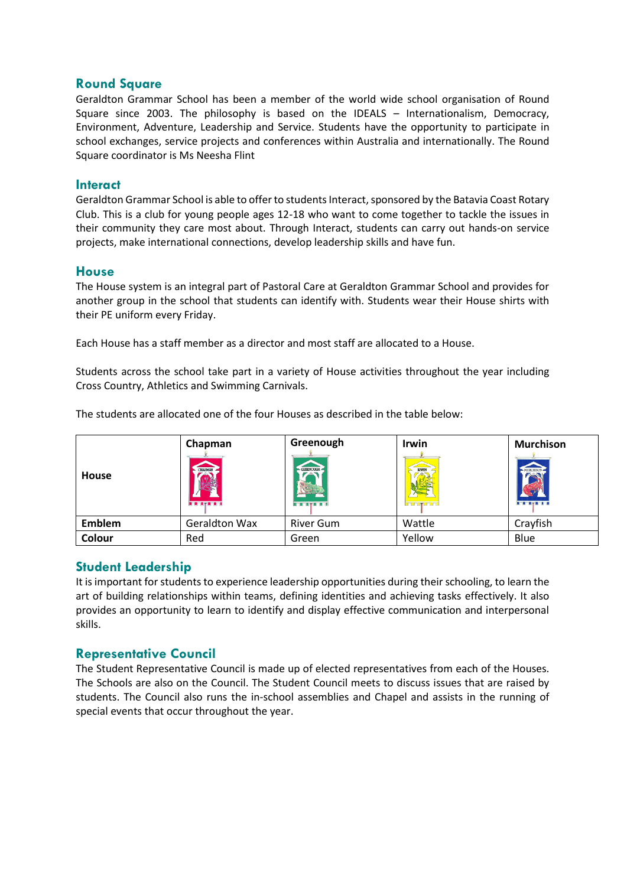## Round Square

Geraldton Grammar School has been a member of the world wide school organisation of Round Square since 2003. The philosophy is based on the IDEALS – Internationalism, Democracy, Environment, Adventure, Leadership and Service. Students have the opportunity to participate in school exchanges, service projects and conferences within Australia and internationally. The Round Square coordinator is Ms Neesha Flint

## Interact

Geraldton Grammar School is able to offer to students Interact, sponsored by the Batavia Coast Rotary Club. This is a club for young people ages 12-18 who want to come together to tackle the issues in their community they care most about. Through Interact, students can carry out hands-on service projects, make international connections, develop leadership skills and have fun.

## House

The House system is an integral part of Pastoral Care at Geraldton Grammar School and provides for another group in the school that students can identify with. Students wear their House shirts with their PE uniform every Friday.

Each House has a staff member as a director and most staff are allocated to a House.

Students across the school take part in a variety of House activities throughout the year including Cross Country, Athletics and Swimming Carnivals.

The students are allocated one of the four Houses as described in the table below:

| **House** | **Chapman** | **Greenough** | **Irwin** | **Murchison** |
|---|---|---|---|---|
| **Emblem** | Geraldton Wax | River Gum | Wattle | Crayfish |
| **Colour** | Red | Green | Yellow | Blue |

## Student Leadership

It is important for students to experience leadership opportunities during their schooling, to learn the art of building relationships within teams, defining identities and achieving tasks effectively. It also provides an opportunity to learn to identify and display effective communication and interpersonal skills.

## Representative Council

The Student Representative Council is made up of elected representatives from each of the Houses. The Schools are also on the Council. The Student Council meets to discuss issues that are raised by students. The Council also runs the in-school assemblies and Chapel and assists in the running of special events that occur throughout the year.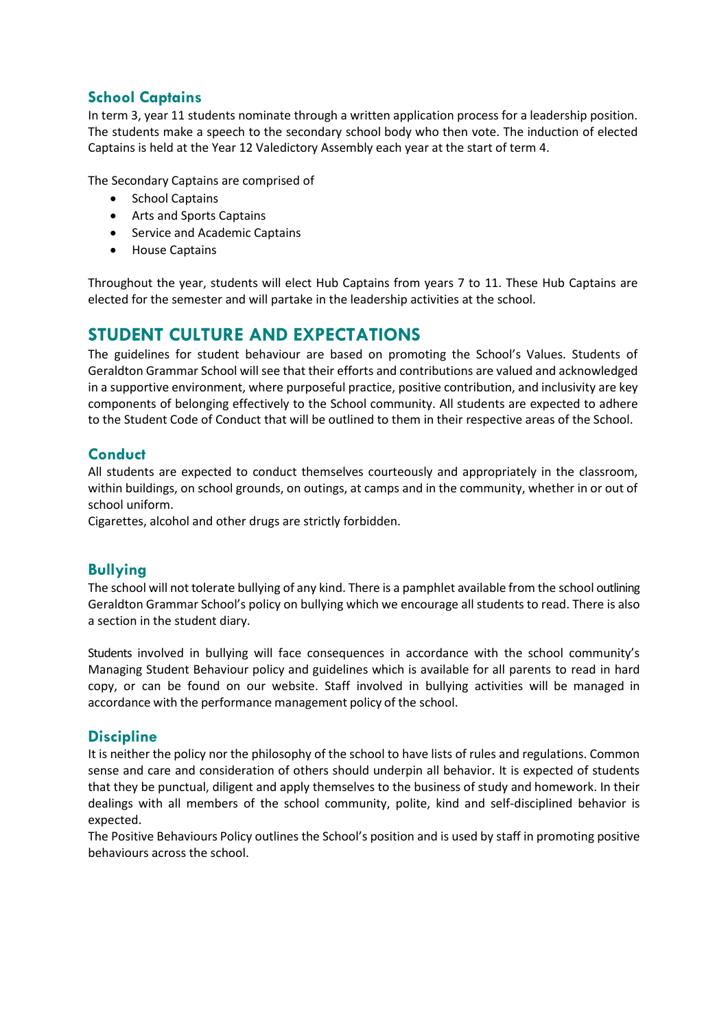### School Captains

In term 3, year 11 students nominate through a written application process for a leadership position. The students make a speech to the secondary school body who then vote. The induction of elected Captains is held at the Year 12 Valedictory Assembly each year at the start of term 4.

The Secondary Captains are comprised of

- School Captains
- Arts and Sports Captains
- Service and Academic Captains
- House Captains

Throughout the year, students will elect Hub Captains from years 7 to 11. These Hub Captains are elected for the semester and will partake in the leadership activities at the school.

## STUDENT CULTURE AND EXPECTATIONS

The guidelines for student behaviour are based on promoting the School's Values. Students of Geraldton Grammar School will see that their efforts and contributions are valued and acknowledged in a supportive environment, where purposeful practice, positive contribution, and inclusivity are key components of belonging effectively to the School community. All students are expected to adhere to the Student Code of Conduct that will be outlined to them in their respective areas of the School.

### Conduct

All students are expected to conduct themselves courteously and appropriately in the classroom, within buildings, on school grounds, on outings, at camps and in the community, whether in or out of school uniform.

Cigarettes, alcohol and other drugs are strictly forbidden.

### Bullying

The school will not tolerate bullying of any kind. There is a pamphlet available from the school outlining Geraldton Grammar School's policy on bullying which we encourage all students to read. There is also a section in the student diary.

Students involved in bullying will face consequences in accordance with the school community's Managing Student Behaviour policy and guidelines which is available for all parents to read in hard copy, or can be found on our website. Staff involved in bullying activities will be managed in accordance with the performance management policy of the school.

### Discipline

It is neither the policy nor the philosophy of the school to have lists of rules and regulations. Common sense and care and consideration of others should underpin all behavior. It is expected of students that they be punctual, diligent and apply themselves to the business of study and homework. In their dealings with all members of the school community, polite, kind and self-disciplined behavior is expected.

The Positive Behaviours Policy outlines the School's position and is used by staff in promoting positive behaviours across the school.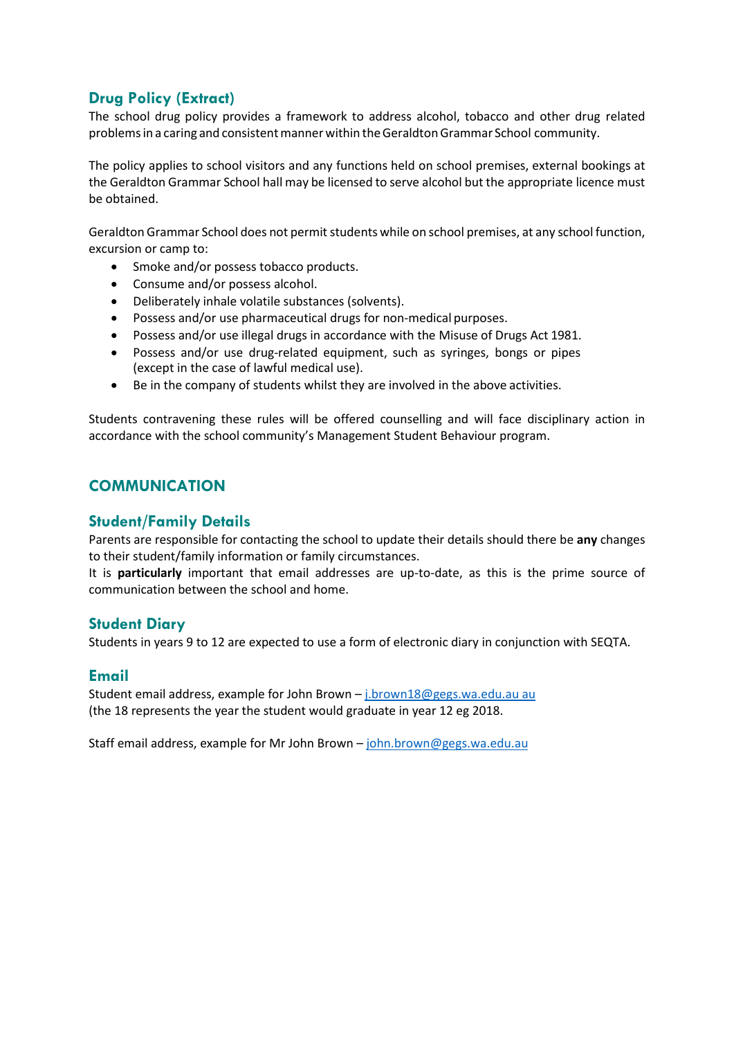## Drug Policy (Extract)

The school drug policy provides a framework to address alcohol, tobacco and other drug related problems in a caring and consistent manner within the Geraldton Grammar School community.

The policy applies to school visitors and any functions held on school premises, external bookings at the Geraldton Grammar School hall may be licensed to serve alcohol but the appropriate licence must be obtained.

Geraldton Grammar School does not permit students while on school premises, at any school function, excursion or camp to:

- Smoke and/or possess tobacco products.
- Consume and/or possess alcohol.
- Deliberately inhale volatile substances (solvents).
- Possess and/or use pharmaceutical drugs for non-medical purposes.
- Possess and/or use illegal drugs in accordance with the Misuse of Drugs Act 1981.
- Possess and/or use drug-related equipment, such as syringes, bongs or pipes (except in the case of lawful medical use).
- Be in the company of students whilst they are involved in the above activities.

Students contravening these rules will be offered counselling and will face disciplinary action in accordance with the school community's Management Student Behaviour program.

# COMMUNICATION

## Student/Family Details

Parents are responsible for contacting the school to update their details should there be **any** changes to their student/family information or family circumstances.
It is **particularly** important that email addresses are up-to-date, as this is the prime source of communication between the school and home.

## Student Diary

Students in years 9 to 12 are expected to use a form of electronic diary in conjunction with SEQTA.

## Email

Student email address, example for John Brown – j.brown18@gegs.wa.edu.au au
(the 18 represents the year the student would graduate in year 12 eg 2018.

Staff email address, example for Mr John Brown – john.brown@gegs.wa.edu.au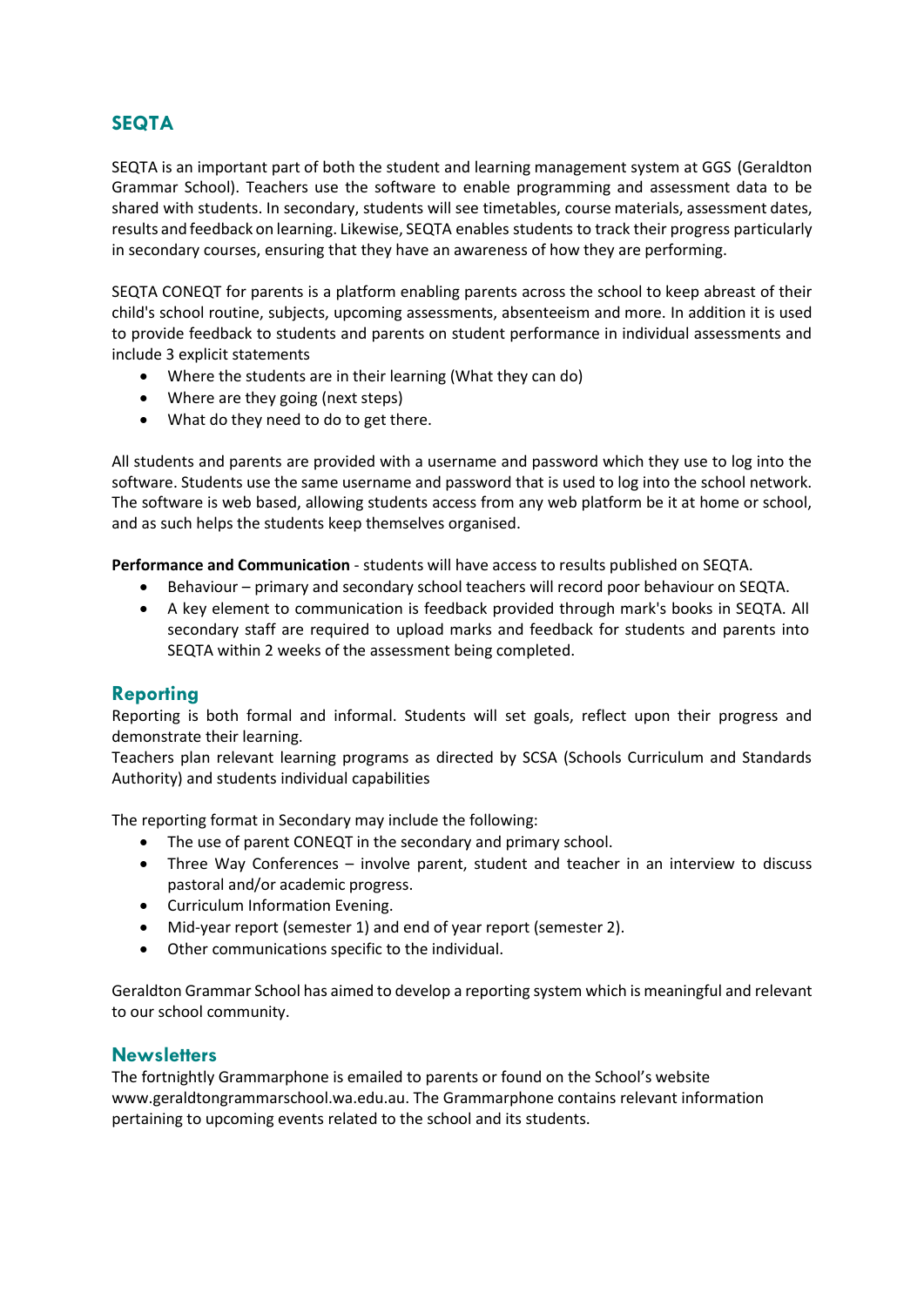## SEQTA

SEQTA is an important part of both the student and learning management system at GGS (Geraldton Grammar School). Teachers use the software to enable programming and assessment data to be shared with students. In secondary, students will see timetables, course materials, assessment dates, results and feedback on learning. Likewise, SEQTA enables students to track their progress particularly in secondary courses, ensuring that they have an awareness of how they are performing.

SEQTA CONEQT for parents is a platform enabling parents across the school to keep abreast of their child's school routine, subjects, upcoming assessments, absenteeism and more. In addition it is used to provide feedback to students and parents on student performance in individual assessments and include 3 explicit statements

- Where the students are in their learning (What they can do)
- Where are they going (next steps)
- What do they need to do to get there.

All students and parents are provided with a username and password which they use to log into the software. Students use the same username and password that is used to log into the school network. The software is web based, allowing students access from any web platform be it at home or school, and as such helps the students keep themselves organised.

**Performance and Communication** - students will have access to results published on SEQTA.

- Behaviour – primary and secondary school teachers will record poor behaviour on SEQTA.
- A key element to communication is feedback provided through mark's books in SEQTA. All secondary staff are required to upload marks and feedback for students and parents into SEQTA within 2 weeks of the assessment being completed.

## Reporting

Reporting is both formal and informal. Students will set goals, reflect upon their progress and demonstrate their learning.
Teachers plan relevant learning programs as directed by SCSA (Schools Curriculum and Standards Authority) and students individual capabilities

The reporting format in Secondary may include the following:

- The use of parent CONEQT in the secondary and primary school.
- Three Way Conferences – involve parent, student and teacher in an interview to discuss pastoral and/or academic progress.
- Curriculum Information Evening.
- Mid-year report (semester 1) and end of year report (semester 2).
- Other communications specific to the individual.

Geraldton Grammar School has aimed to develop a reporting system which is meaningful and relevant to our school community.

## Newsletters

The fortnightly Grammarphone is emailed to parents or found on the School's website www.geraldtongrammarschool.wa.edu.au. The Grammarphone contains relevant information pertaining to upcoming events related to the school and its students.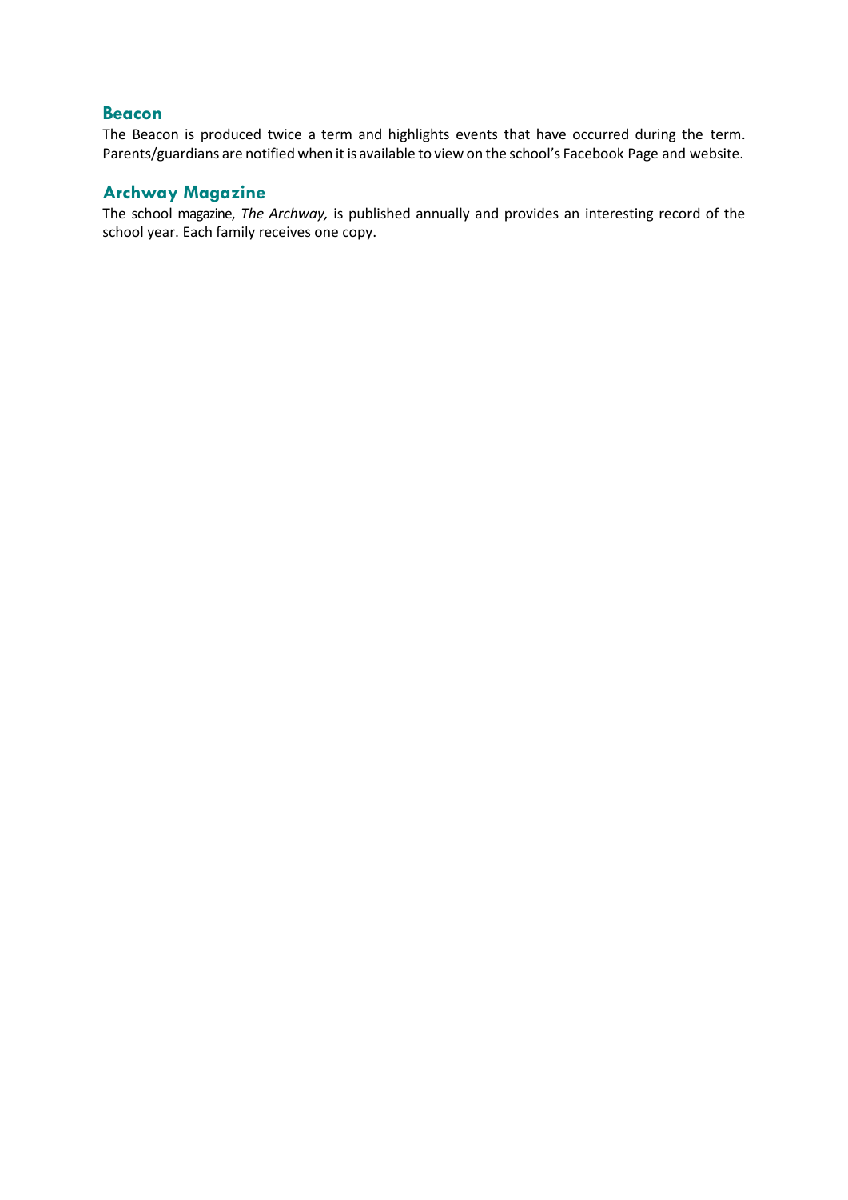## Beacon

The Beacon is produced twice a term and highlights events that have occurred during the term. Parents/guardians are notified when it is available to view on the school's Facebook Page and website.

## Archway Magazine

The school magazine, *The Archway,* is published annually and provides an interesting record of the school year. Each family receives one copy.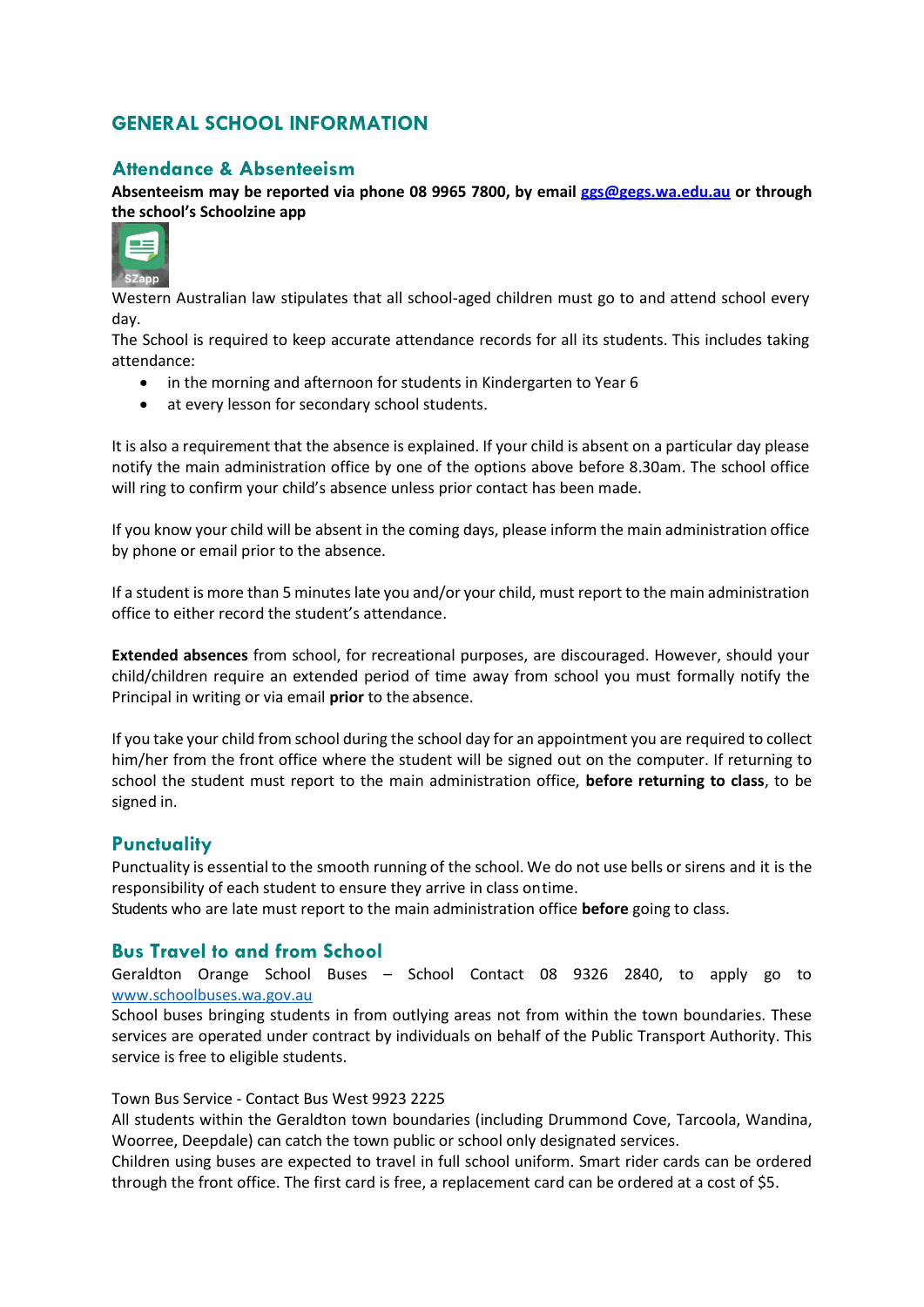# GENERAL SCHOOL INFORMATION

## Attendance & Absenteeism

**Absenteeism may be reported via phone 08 9965 7800, by email ggs@gegs.wa.edu.au or through the school's Schoolzine app**

SZapp

Western Australian law stipulates that all school-aged children must go to and attend school every day.

The School is required to keep accurate attendance records for all its students. This includes taking attendance:

- in the morning and afternoon for students in Kindergarten to Year 6
- at every lesson for secondary school students.

It is also a requirement that the absence is explained. If your child is absent on a particular day please notify the main administration office by one of the options above before 8.30am. The school office will ring to confirm your child's absence unless prior contact has been made.

If you know your child will be absent in the coming days, please inform the main administration office by phone or email prior to the absence.

If a student is more than 5 minutes late you and/or your child, must report to the main administration office to either record the student's attendance.

**Extended absences** from school, for recreational purposes, are discouraged. However, should your child/children require an extended period of time away from school you must formally notify the Principal in writing or via email **prior** to the absence.

If you take your child from school during the school day for an appointment you are required to collect him/her from the front office where the student will be signed out on the computer. If returning to school the student must report to the main administration office, **before returning to class**, to be signed in.

## Punctuality

Punctuality is essential to the smooth running of the school. We do not use bells or sirens and it is the responsibility of each student to ensure they arrive in class ontime.

Students who are late must report to the main administration office **before** going to class.

## Bus Travel to and from School

Geraldton Orange School Buses – School Contact 08 9326 2840, to apply go to www.schoolbuses.wa.gov.au

School buses bringing students in from outlying areas not from within the town boundaries. These services are operated under contract by individuals on behalf of the Public Transport Authority. This service is free to eligible students.

Town Bus Service - Contact Bus West 9923 2225

All students within the Geraldton town boundaries (including Drummond Cove, Tarcoola, Wandina, Woorree, Deepdale) can catch the town public or school only designated services.

Children using buses are expected to travel in full school uniform. Smart rider cards can be ordered through the front office. The first card is free, a replacement card can be ordered at a cost of $5.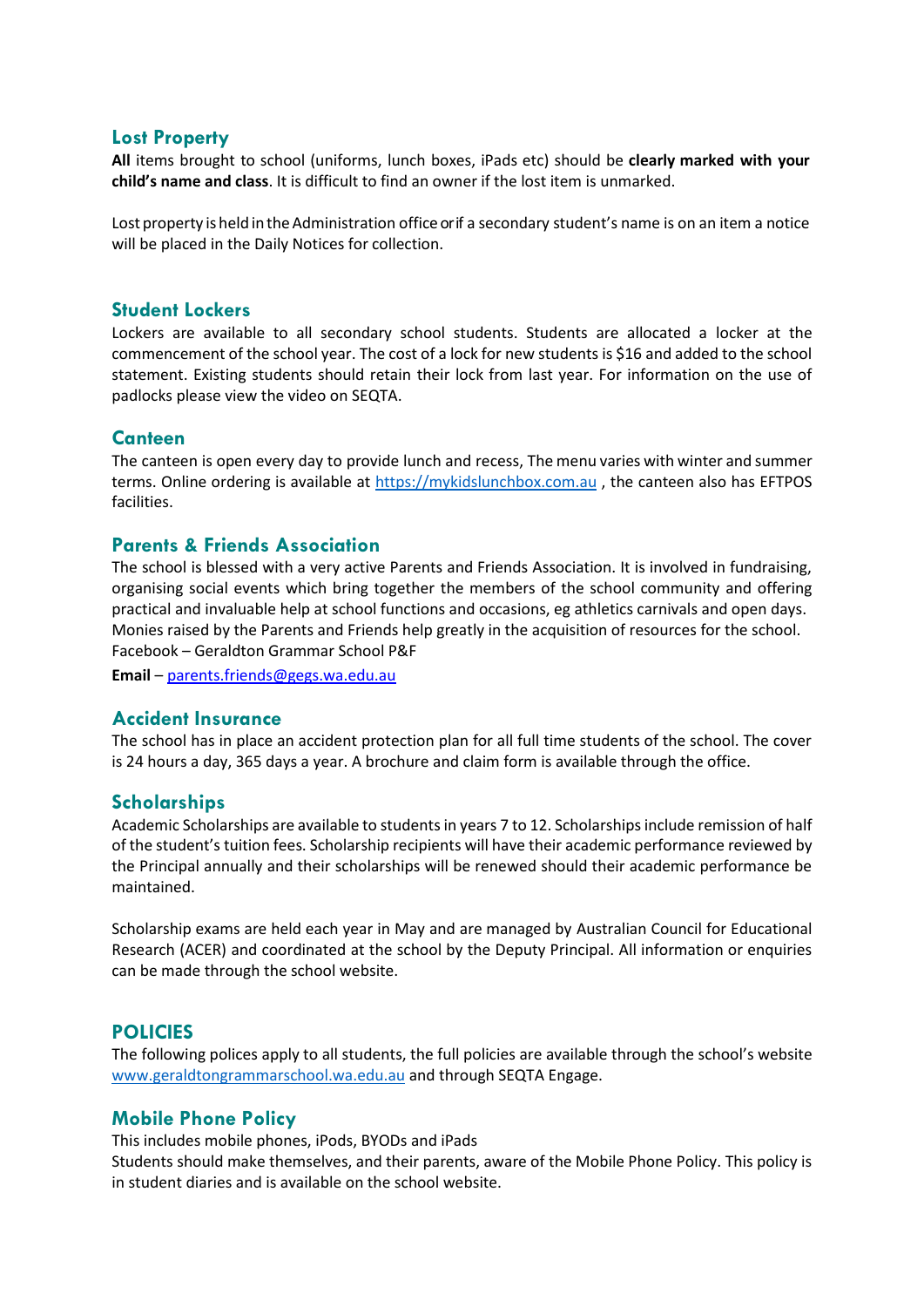## Lost Property

**All** items brought to school (uniforms, lunch boxes, iPads etc) should be **clearly marked with your child's name and class**. It is difficult to find an owner if the lost item is unmarked.

Lost property is held in the Administration office or if a secondary student's name is on an item a notice will be placed in the Daily Notices for collection.

## Student Lockers

Lockers are available to all secondary school students. Students are allocated a locker at the commencement of the school year. The cost of a lock for new students is $16 and added to the school statement. Existing students should retain their lock from last year. For information on the use of padlocks please view the video on SEQTA.

## Canteen

The canteen is open every day to provide lunch and recess, The menu varies with winter and summer terms. Online ordering is available at https://mykidslunchbox.com.au , the canteen also has EFTPOS facilities.

## Parents & Friends Association

The school is blessed with a very active Parents and Friends Association. It is involved in fundraising, organising social events which bring together the members of the school community and offering practical and invaluable help at school functions and occasions, eg athletics carnivals and open days. Monies raised by the Parents and Friends help greatly in the acquisition of resources for the school.
Facebook – Geraldton Grammar School P&F

**Email** – parents.friends@gegs.wa.edu.au

## Accident Insurance

The school has in place an accident protection plan for all full time students of the school. The cover is 24 hours a day, 365 days a year. A brochure and claim form is available through the office.

## Scholarships

Academic Scholarships are available to students in years 7 to 12. Scholarships include remission of half of the student's tuition fees. Scholarship recipients will have their academic performance reviewed by the Principal annually and their scholarships will be renewed should their academic performance be maintained.

Scholarship exams are held each year in May and are managed by Australian Council for Educational Research (ACER) and coordinated at the school by the Deputy Principal. All information or enquiries can be made through the school website.

## POLICIES

The following polices apply to all students, the full policies are available through the school's website www.geraldtongrammarschool.wa.edu.au and through SEQTA Engage.

## Mobile Phone Policy

This includes mobile phones, iPods, BYODs and iPads
Students should make themselves, and their parents, aware of the Mobile Phone Policy. This policy is in student diaries and is available on the school website.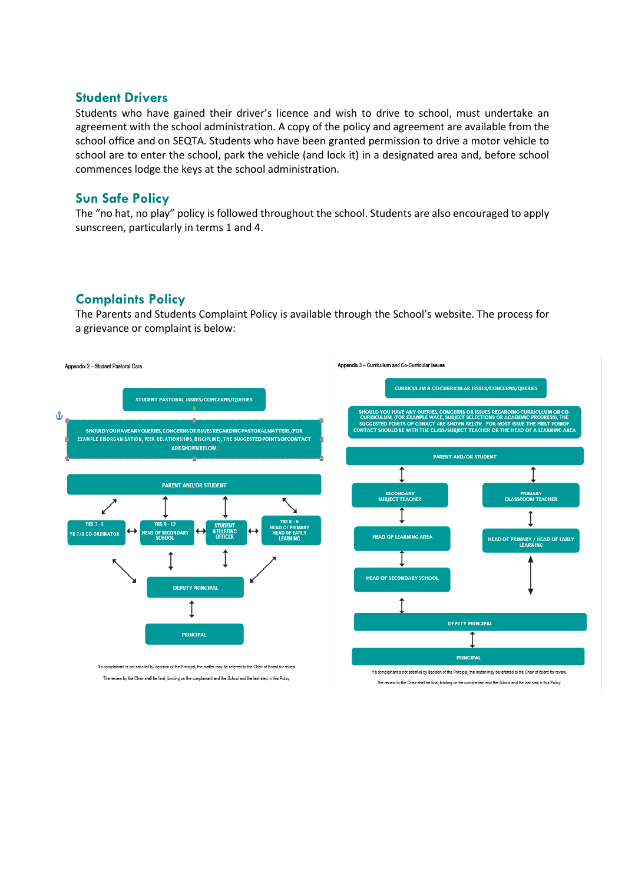## Student Drivers

Students who have gained their driver's licence and wish to drive to school, must undertake an agreement with the school administration. A copy of the policy and agreement are available from the school office and on SEQTA. Students who have been granted permission to drive a motor vehicle to school are to enter the school, park the vehicle (and lock it) in a designated area and, before school commences lodge the keys at the school administration.

## Sun Safe Policy

The "no hat, no play" policy is followed throughout the school. Students are also encouraged to apply sunscreen, particularly in terms 1 and 4.

## Complaints Policy

The Parents and Students Complaint Policy is available through the School's website. The process for a grievance or complaint is below:

Appendix 2 – Student Pastoral Care

STUDENT PASTORAL ISSUES/CONCERNS/QUERIES

SHOULD YOU HAVE ANY QUERIES, CONCERNS OR ISSUES REGARDING PASTORAL MATTERS, (FOR EXAMPLE DISORGANISATION, PEER RELATIONSHIPS, DISCIPLINE), THE SUGGESTED POINTS OF CONTACT ARE SHOWN BELOW.

PARENT AND/OR STUDENT

YRS 7 - 8 YR 7/8 CO-ORDINATOR

YRS 9 - 12 HEAD OF SECONDARY SCHOOL

STUDENT WELLBEING OFFICER

YRS K - 6 HEAD OF PRIMARY HEAD OF EARLY LEARNING

DEPUTY PRINCIPAL

PRINCIPAL

If a complainant is not satisfied by decision of the Principal, the matter may be referred to the Chair of Board for review.

The review by the Chair shall be final, binding on the complainant and the School and the last step in this Policy.

Appendix 3 – Curriculum and Co-Curricular Issues

CURRICULUM & CO-CURRICULAR ISSUES/CONCERNS/QUERIES

SHOULD YOU HAVE ANY QUERIES, CONCERNS OR ISSUES REGARDING CURRICULUM OR CO-CURRICULUM, (FOR EXAMPLE WACE, SUBJECT SELECTIONS OR ACADEMIC PROGRESS), THE SUGGESTED POINTS OF CONACT ARE SHOWN BELOW. FOR MOST ISSUE THE FIRST POINOF CONTACT SHOULD BE WITH THE CLASS/SUBJECT TEACHER OR THE HEAD OF A LEARNING AREA

PARENT AND/OR STUDENT

SECONDARY SUBJECT TEACHER

PRIMARY CLASSROOM TEACHER

HEAD OF LEARNING AREA

HEAD OF PRIMARY / HEAD OF EARLY LEARNING

HEAD OF SECONDARY SCHOOL

DEPUTY PRINCIPAL

PRINCIPAL

If a complainant is not satisfied by decision of the Principal, the matter may be referred to the Chair of Board for review.

The review by the Chair shall be final, binding on the complainant and the School and the last step in this Policy.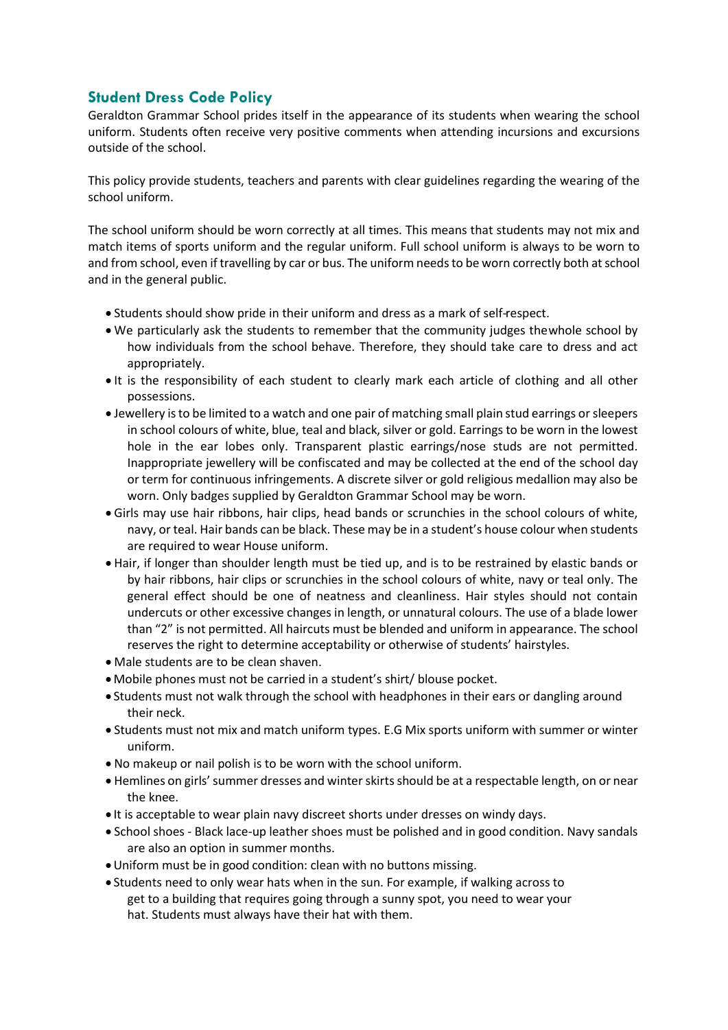## Student Dress Code Policy

Geraldton Grammar School prides itself in the appearance of its students when wearing the school uniform. Students often receive very positive comments when attending incursions and excursions outside of the school.

This policy provide students, teachers and parents with clear guidelines regarding the wearing of the school uniform.

The school uniform should be worn correctly at all times. This means that students may not mix and match items of sports uniform and the regular uniform. Full school uniform is always to be worn to and from school, even if travelling by car or bus. The uniform needs to be worn correctly both at school and in the general public.

- Students should show pride in their uniform and dress as a mark of self-respect.
- We particularly ask the students to remember that the community judges thewhole school by how individuals from the school behave. Therefore, they should take care to dress and act appropriately.
- It is the responsibility of each student to clearly mark each article of clothing and all other possessions.
- Jewellery is to be limited to a watch and one pair of matching small plain stud earrings or sleepers in school colours of white, blue, teal and black, silver or gold. Earrings to be worn in the lowest hole in the ear lobes only. Transparent plastic earrings/nose studs are not permitted. Inappropriate jewellery will be confiscated and may be collected at the end of the school day or term for continuous infringements. A discrete silver or gold religious medallion may also be worn. Only badges supplied by Geraldton Grammar School may be worn.
- Girls may use hair ribbons, hair clips, head bands or scrunchies in the school colours of white, navy, or teal. Hair bands can be black. These may be in a student's house colour when students are required to wear House uniform.
- Hair, if longer than shoulder length must be tied up, and is to be restrained by elastic bands or by hair ribbons, hair clips or scrunchies in the school colours of white, navy or teal only. The general effect should be one of neatness and cleanliness. Hair styles should not contain undercuts or other excessive changes in length, or unnatural colours. The use of a blade lower than "2" is not permitted. All haircuts must be blended and uniform in appearance. The school reserves the right to determine acceptability or otherwise of students' hairstyles.
- Male students are to be clean shaven.
- Mobile phones must not be carried in a student's shirt/ blouse pocket.
- Students must not walk through the school with headphones in their ears or dangling around their neck.
- Students must not mix and match uniform types. E.G Mix sports uniform with summer or winter uniform.
- No makeup or nail polish is to be worn with the school uniform.
- Hemlines on girls' summer dresses and winter skirts should be at a respectable length, on or near the knee.
- It is acceptable to wear plain navy discreet shorts under dresses on windy days.
- School shoes - Black lace-up leather shoes must be polished and in good condition. Navy sandals are also an option in summer months.
- Uniform must be in good condition: clean with no buttons missing.
- Students need to only wear hats when in the sun. For example, if walking across to get to a building that requires going through a sunny spot, you need to wear your hat. Students must always have their hat with them.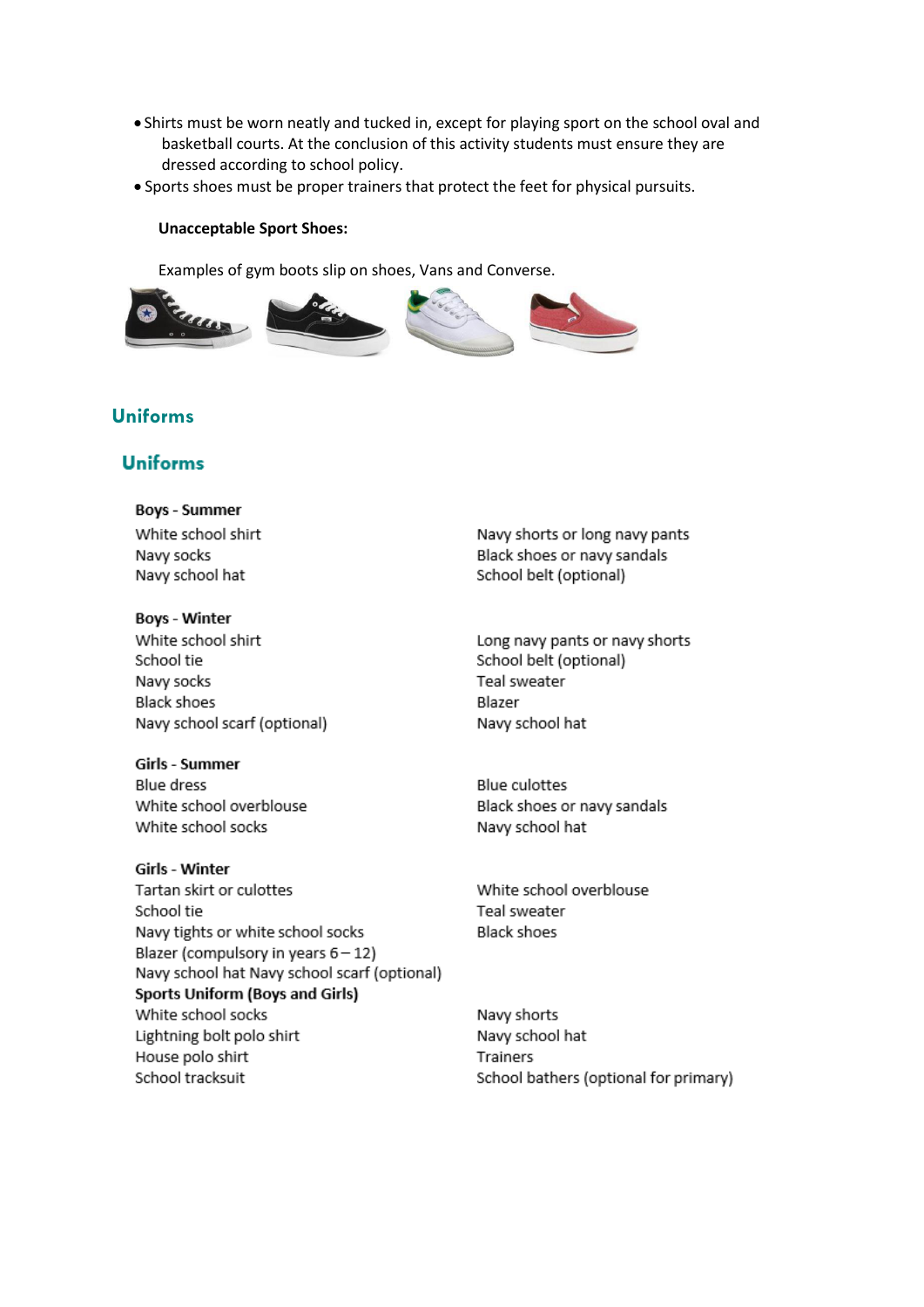- Shirts must be worn neatly and tucked in, except for playing sport on the school oval and basketball courts. At the conclusion of this activity students must ensure they are dressed according to school policy.
- Sports shoes must be proper trainers that protect the feet for physical pursuits.

**Unacceptable Sport Shoes:**

Examples of gym boots slip on shoes, Vans and Converse.

## Uniforms

## Uniforms

**Boys - Summer**

White school shirt
Navy socks
Navy school hat
Navy shorts or long navy pants
Black shoes or navy sandals
School belt (optional)

**Boys - Winter**

White school shirt
School tie
Navy socks
Black shoes
Navy school scarf (optional)
Long navy pants or navy shorts
School belt (optional)
Teal sweater
Blazer
Navy school hat

**Girls - Summer**

Blue dress
White school overblouse
White school socks
Blue culottes
Black shoes or navy sandals
Navy school hat

**Girls - Winter**

Tartan skirt or culottes
School tie
Navy tights or white school socks
Blazer (compulsory in years 6 – 12)
Navy school hat Navy school scarf (optional)
White school overblouse
Teal sweater
Black shoes

**Sports Uniform (Boys and Girls)**

White school socks
Lightning bolt polo shirt
House polo shirt
School tracksuit
Navy shorts
Navy school hat
Trainers
School bathers (optional for primary)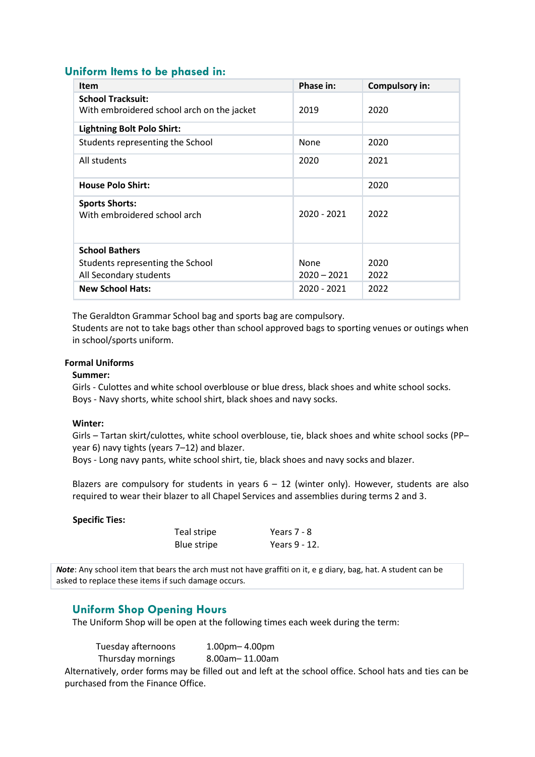## Uniform Items to be phased in:

| Item | Phase in: | Compulsory in: |
|---|---|---|
| **School Tracksuit:**<br>With embroidered school arch on the jacket | 2019 | 2020 |
| **Lightning Bolt Polo Shirt:** | | |
| Students representing the School | None | 2020 |
| All students | 2020 | 2021 |
| **House Polo Shirt:** | | 2020 |
| **Sports Shorts:**<br>With embroidered school arch | 2020 - 2021 | 2022 |
| **School Bathers**<br>Students representing the School<br>All Secondary students | <br>None<br>2020 – 2021 | <br>2020<br>2022 |
| **New School Hats:** | 2020 - 2021 | 2022 |

The Geraldton Grammar School bag and sports bag are compulsory.
Students are not to take bags other than school approved bags to sporting venues or outings when in school/sports uniform.

**Formal Uniforms**

**Summer:**
Girls - Culottes and white school overblouse or blue dress, black shoes and white school socks.
Boys - Navy shorts, white school shirt, black shoes and navy socks.

**Winter:**
Girls – Tartan skirt/culottes, white school overblouse, tie, black shoes and white school socks (PP–year 6) navy tights (years 7–12) and blazer.
Boys - Long navy pants, white school shirt, tie, black shoes and navy socks and blazer.

Blazers are compulsory for students in years 6 – 12 (winter only). However, students are also required to wear their blazer to all Chapel Services and assemblies during terms 2 and 3.

**Specific Ties:**

| | |
|---|---|
| Teal stripe | Years 7 - 8 |
| Blue stripe | Years 9 - 12. |

***Note***: Any school item that bears the arch must not have graffiti on it, e g diary, bag, hat. A student can be asked to replace these items if such damage occurs.

## Uniform Shop Opening Hours

The Uniform Shop will be open at the following times each week during the term:

| | |
|---|---|
| Tuesday afternoons | 1.00pm– 4.00pm |
| Thursday mornings | 8.00am– 11.00am |

Alternatively, order forms may be filled out and left at the school office. School hats and ties can be purchased from the Finance Office.